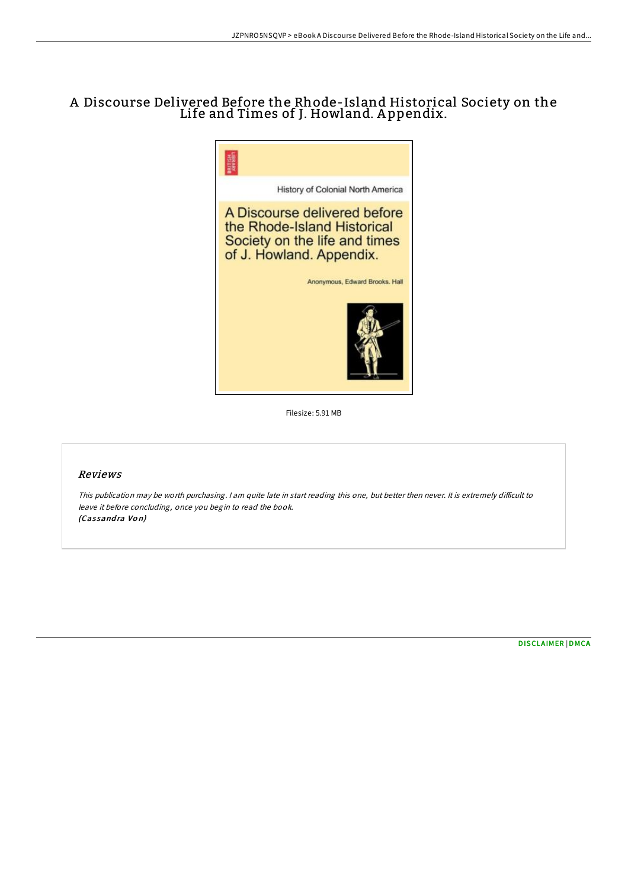# A Discourse Delivered Before the Rhode-Island Historical Society on the Life and Times of J. Howland. Appendix.

Filesize: 5.91 MB

## Reviews

*This publication may be worth purchasing. I am quite late in start reading this one, but better then never. It is extremely difficult to leave it before concluding, once you begin to read the book.*
***(Cassandra Von)***

DISCLAIMER | DMCA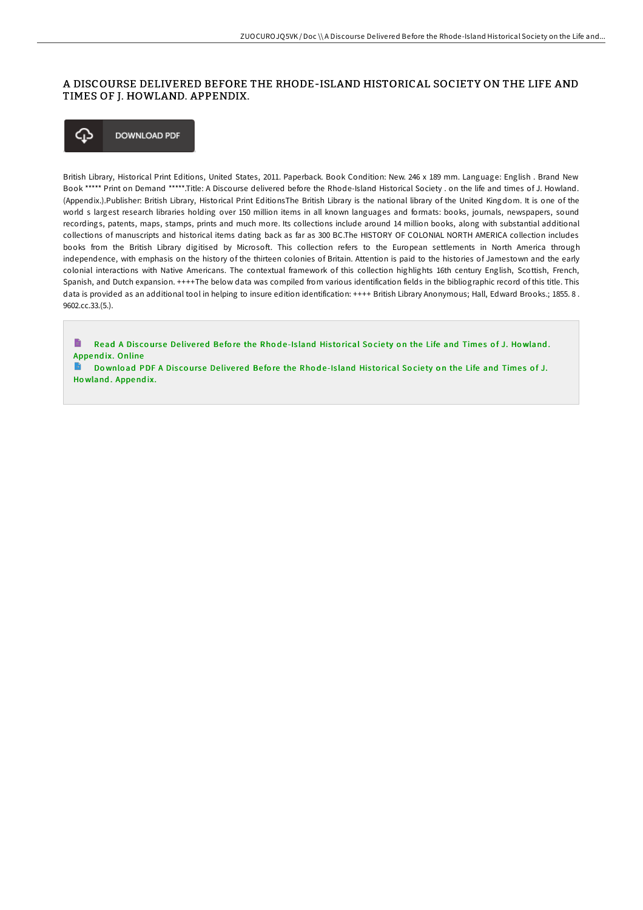# A DISCOURSE DELIVERED BEFORE THE RHODE-ISLAND HISTORICAL SOCIETY ON THE LIFE AND TIMES OF J. HOWLAND. APPENDIX.

DOWNLOAD PDF

British Library, Historical Print Editions, United States, 2011. Paperback. Book Condition: New. 246 x 189 mm. Language: English . Brand New Book ***** Print on Demand *****.Title: A Discourse delivered before the Rhode-Island Historical Society . on the life and times of J. Howland. (Appendix.).Publisher: British Library, Historical Print EditionsThe British Library is the national library of the United Kingdom. It is one of the world s largest research libraries holding over 150 million items in all known languages and formats: books, journals, newspapers, sound recordings, patents, maps, stamps, prints and much more. Its collections include around 14 million books, along with substantial additional collections of manuscripts and historical items dating back as far as 300 BC.The HISTORY OF COLONIAL NORTH AMERICA collection includes books from the British Library digitised by Microsoft. This collection refers to the European settlements in North America through independence, with emphasis on the history of the thirteen colonies of Britain. Attention is paid to the histories of Jamestown and the early colonial interactions with Native Americans. The contextual framework of this collection highlights 16th century English, Scottish, French, Spanish, and Dutch expansion. ++++The below data was compiled from various identification fields in the bibliographic record of this title. This data is provided as an additional tool in helping to insure edition identification: ++++ British Library Anonymous; Hall, Edward Brooks.; 1855. 8 . 9602.cc.33.(5.).

Read A Discourse Delivered Before the Rhode-Island Historical Society on the Life and Times of J. Howland. Appendix. Online

Download PDF A Discourse Delivered Before the Rhode-Island Historical Society on the Life and Times of J. Howland. Appendix.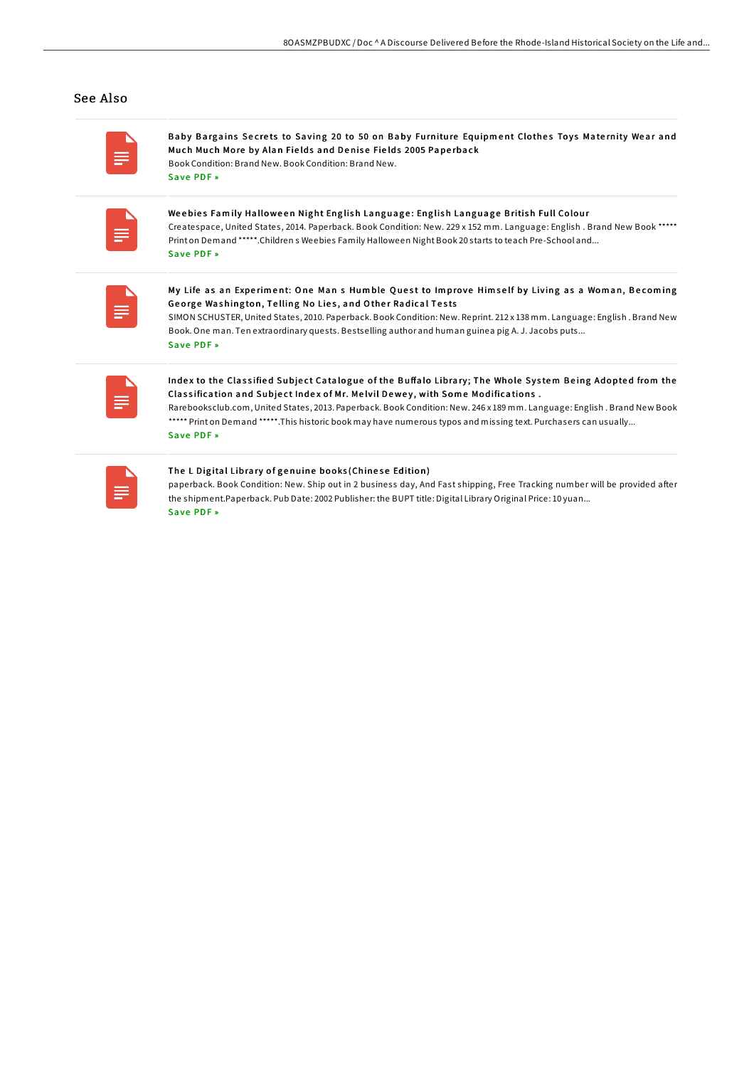## See Also

**Baby Bargains Secrets to Saving 20 to 50 on Baby Furniture Equipment Clothes Toys Maternity Wear and Much Much More by Alan Fields and Denise Fields 2005 Paperback**

Book Condition: Brand New. Book Condition: Brand New.

Save PDF »

**Weebies Family Halloween Night English Language: English Language British Full Colour**

Createspace, United States, 2014. Paperback. Book Condition: New. 229 x 152 mm. Language: English . Brand New Book ***** Print on Demand *****.Children s Weebies Family Halloween Night Book 20 starts to teach Pre-School and...

Save PDF »

**My Life as an Experiment: One Man s Humble Quest to Improve Himself by Living as a Woman, Becoming George Washington, Telling No Lies, and Other Radical Tests**

SIMON SCHUSTER, United States, 2010. Paperback. Book Condition: New. Reprint. 212 x 138 mm. Language: English . Brand New Book. One man. Ten extraordinary quests. Bestselling author and human guinea pig A. J. Jacobs puts...

Save PDF »

**Index to the Classified Subject Catalogue of the Buffalo Library; The Whole System Being Adopted from the Classification and Subject Index of Mr. Melvil Dewey, with Some Modifications .**

Rarebooksclub.com, United States, 2013. Paperback. Book Condition: New. 246 x 189 mm. Language: English . Brand New Book ***** Print on Demand *****.This historic book may have numerous typos and missing text. Purchasers can usually...

Save PDF »

**The L Digital Library of genuine books(Chinese Edition)**

paperback. Book Condition: New. Ship out in 2 business day, And Fast shipping, Free Tracking number will be provided after the shipment.Paperback. Pub Date: 2002 Publisher: the BUPT title: Digital Library Original Price: 10 yuan...

Save PDF »